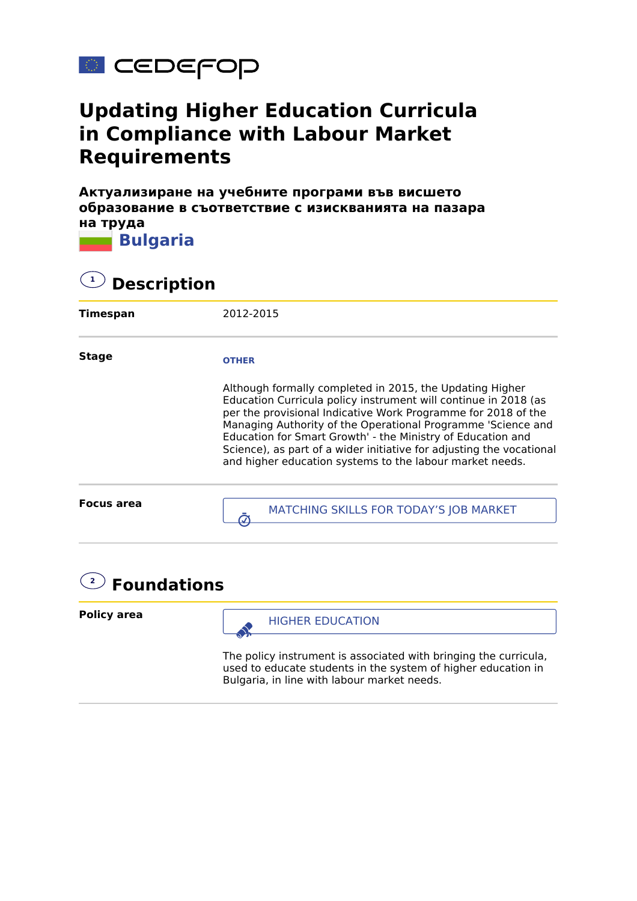# Updating Higher Education Curricula in Compliance with Labour Market Requirements

**Актуализиране на учебните програми във висшето образование в съответствие с изискванията на пазара на труда**

**Bulgaria**

## 1 Description

| | |
|---|---|
| **Timespan** | 2012-2015 |
| **Stage** | **OTHER**<br><br>Although formally completed in 2015, the Updating Higher Education Curricula policy instrument will continue in 2018 (as per the provisional Indicative Work Programme for 2018 of the Managing Authority of the Operational Programme 'Science and Education for Smart Growth' - the Ministry of Education and Science), as part of a wider initiative for adjusting the vocational and higher education systems to the labour market needs. |
| **Focus area** | MATCHING SKILLS FOR TODAY'S JOB MARKET |

## 2 Foundations

| | |
|---|---|
| **Policy area** | HIGHER EDUCATION<br><br>The policy instrument is associated with bringing the curricula, used to educate students in the system of higher education in Bulgaria, in line with labour market needs. |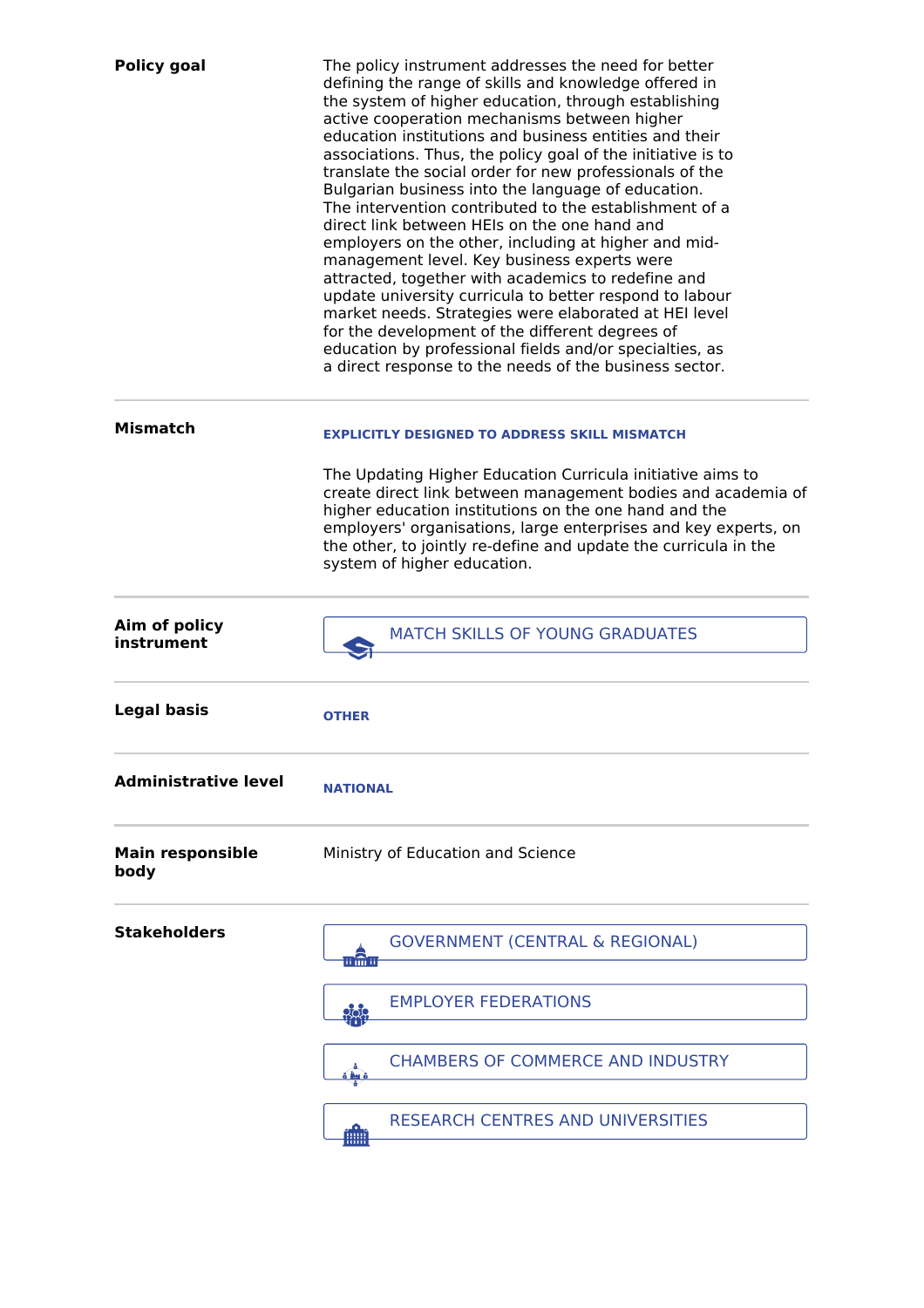**Policy goal**

The policy instrument addresses the need for better defining the range of skills and knowledge offered in the system of higher education, through establishing active cooperation mechanisms between higher education institutions and business entities and their associations. Thus, the policy goal of the initiative is to translate the social order for new professionals of the Bulgarian business into the language of education. The intervention contributed to the establishment of a direct link between HEIs on the one hand and employers on the other, including at higher and mid-management level. Key business experts were attracted, together with academics to redefine and update university curricula to better respond to labour market needs. Strategies were elaborated at HEI level for the development of the different degrees of education by professional fields and/or specialties, as a direct response to the needs of the business sector.

**Mismatch**

EXPLICITLY DESIGNED TO ADDRESS SKILL MISMATCH

The Updating Higher Education Curricula initiative aims to create direct link between management bodies and academia of higher education institutions on the one hand and the employers' organisations, large enterprises and key experts, on the other, to jointly re-define and update the curricula in the system of higher education.

**Aim of policy instrument**

MATCH SKILLS OF YOUNG GRADUATES

**Legal basis**

OTHER

**Administrative level**

NATIONAL

**Main responsible body**

Ministry of Education and Science

**Stakeholders**

- GOVERNMENT (CENTRAL & REGIONAL)
- EMPLOYER FEDERATIONS
- CHAMBERS OF COMMERCE AND INDUSTRY
- RESEARCH CENTRES AND UNIVERSITIES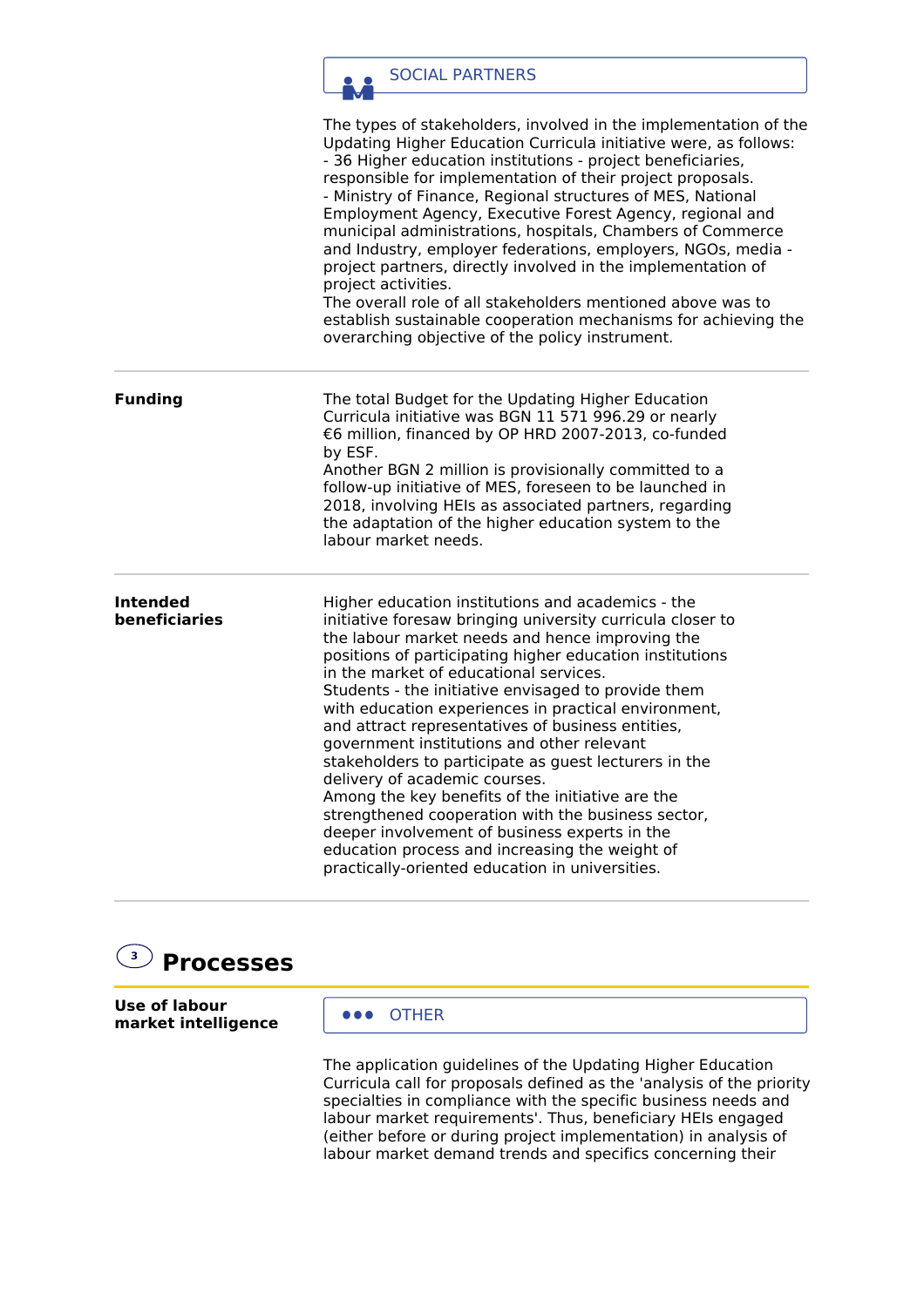**SOCIAL PARTNERS**

The types of stakeholders, involved in the implementation of the Updating Higher Education Curricula initiative were, as follows:
- 36 Higher education institutions - project beneficiaries, responsible for implementation of their project proposals.
- Ministry of Finance, Regional structures of MES, National Employment Agency, Executive Forest Agency, regional and municipal administrations, hospitals, Chambers of Commerce and Industry, employer federations, employers, NGOs, media - project partners, directly involved in the implementation of project activities.

The overall role of all stakeholders mentioned above was to establish sustainable cooperation mechanisms for achieving the overarching objective of the policy instrument.

**Funding**

The total Budget for the Updating Higher Education Curricula initiative was BGN 11 571 996.29 or nearly €6 million, financed by OP HRD 2007-2013, co-funded by ESF.
Another BGN 2 million is provisionally committed to a follow-up initiative of MES, foreseen to be launched in 2018, involving HEIs as associated partners, regarding the adaptation of the higher education system to the labour market needs.

**Intended beneficiaries**

Higher education institutions and academics - the initiative foresaw bringing university curricula closer to the labour market needs and hence improving the positions of participating higher education institutions in the market of educational services.
Students - the initiative envisaged to provide them with education experiences in practical environment, and attract representatives of business entities, government institutions and other relevant stakeholders to participate as guest lecturers in the delivery of academic courses.
Among the key benefits of the initiative are the strengthened cooperation with the business sector, deeper involvement of business experts in the education process and increasing the weight of practically-oriented education in universities.

## 3 Processes

**Use of labour market intelligence**

**OTHER**

The application guidelines of the Updating Higher Education Curricula call for proposals defined as the 'analysis of the priority specialties in compliance with the specific business needs and labour market requirements'. Thus, beneficiary HEIs engaged (either before or during project implementation) in analysis of labour market demand trends and specifics concerning their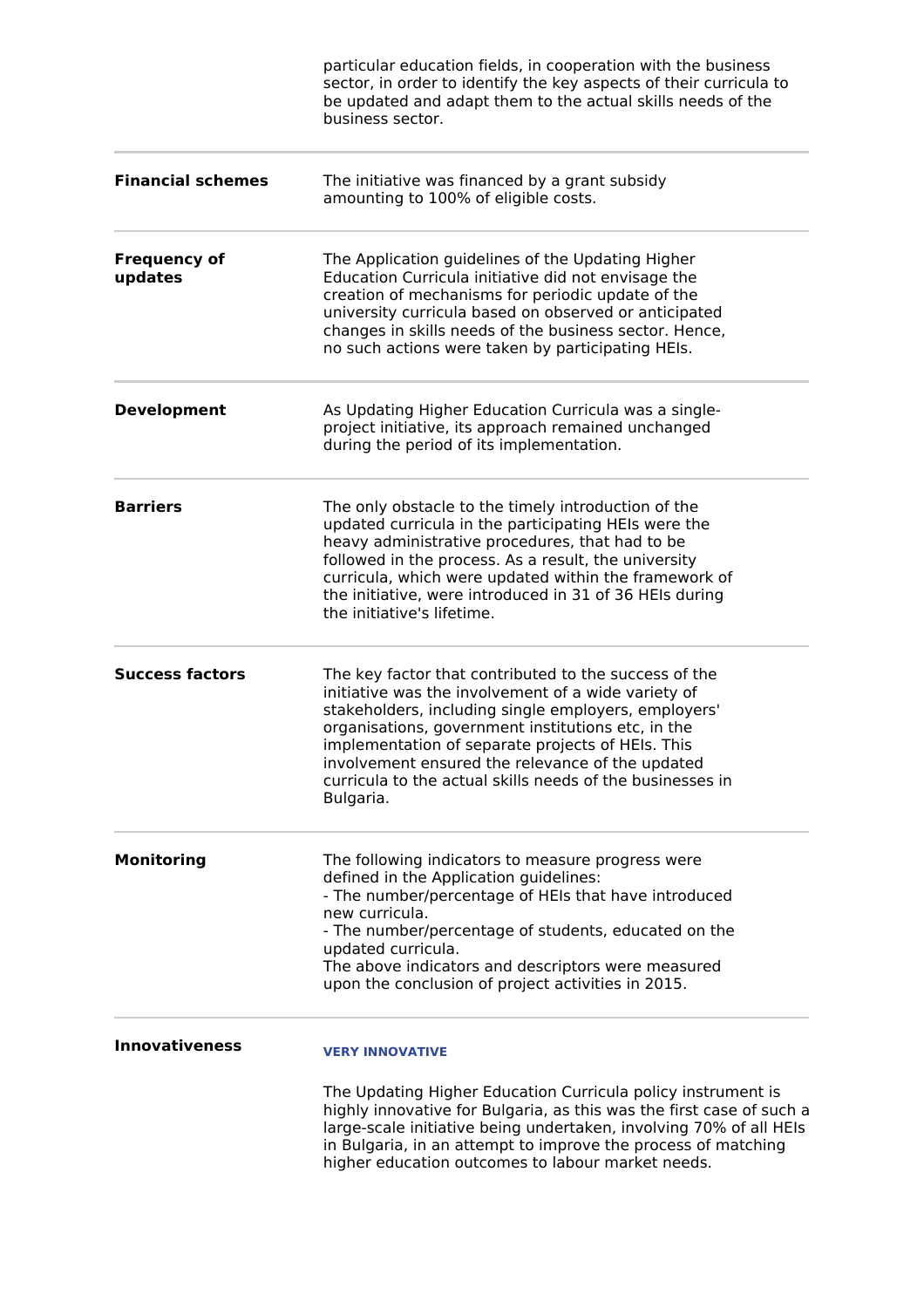| | |
|---|---|
| | particular education fields, in cooperation with the business sector, in order to identify the key aspects of their curricula to be updated and adapt them to the actual skills needs of the business sector. |
| **Financial schemes** | The initiative was financed by a grant subsidy amounting to 100% of eligible costs. |
| **Frequency of updates** | The Application guidelines of the Updating Higher Education Curricula initiative did not envisage the creation of mechanisms for periodic update of the university curricula based on observed or anticipated changes in skills needs of the business sector. Hence, no such actions were taken by participating HEIs. |
| **Development** | As Updating Higher Education Curricula was a single-project initiative, its approach remained unchanged during the period of its implementation. |
| **Barriers** | The only obstacle to the timely introduction of the updated curricula in the participating HEIs were the heavy administrative procedures, that had to be followed in the process. As a result, the university curricula, which were updated within the framework of the initiative, were introduced in 31 of 36 HEIs during the initiative's lifetime. |
| **Success factors** | The key factor that contributed to the success of the initiative was the involvement of a wide variety of stakeholders, including single employers, employers' organisations, government institutions etc, in the implementation of separate projects of HEIs. This involvement ensured the relevance of the updated curricula to the actual skills needs of the businesses in Bulgaria. |
| **Monitoring** | The following indicators to measure progress were defined in the Application guidelines:<br>- The number/percentage of HEIs that have introduced new curricula.<br>- The number/percentage of students, educated on the updated curricula.<br>The above indicators and descriptors were measured upon the conclusion of project activities in 2015. |
| **Innovativeness** | **VERY INNOVATIVE**<br><br>The Updating Higher Education Curricula policy instrument is highly innovative for Bulgaria, as this was the first case of such a large-scale initiative being undertaken, involving 70% of all HEIs in Bulgaria, in an attempt to improve the process of matching higher education outcomes to labour market needs. |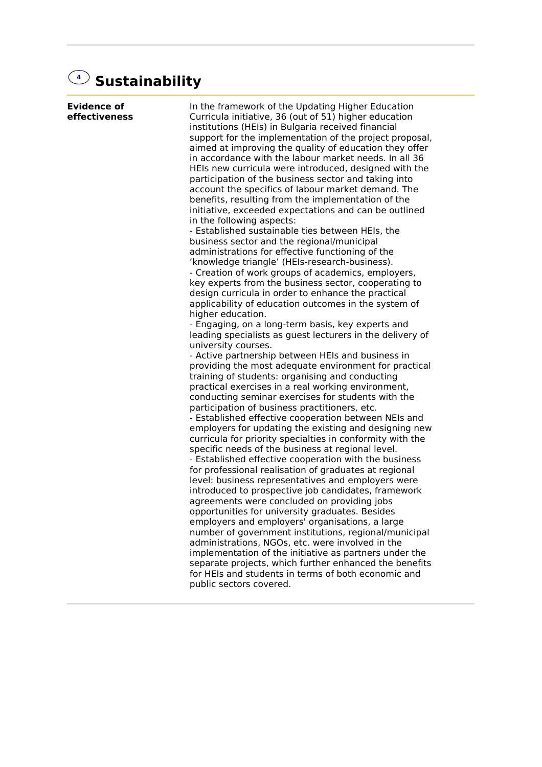## 4 Sustainability

| | |
|---|---|
| **Evidence of effectiveness** | In the framework of the Updating Higher Education Curricula initiative, 36 (out of 51) higher education institutions (HEIs) in Bulgaria received financial support for the implementation of the project proposal, aimed at improving the quality of education they offer in accordance with the labour market needs. In all 36 HEIs new curricula were introduced, designed with the participation of the business sector and taking into account the specifics of labour market demand. The benefits, resulting from the implementation of the initiative, exceeded expectations and can be outlined in the following aspects:<br>- Established sustainable ties between HEIs, the business sector and the regional/municipal administrations for effective functioning of the 'knowledge triangle' (HEIs-research-business).<br>- Creation of work groups of academics, employers, key experts from the business sector, cooperating to design curricula in order to enhance the practical applicability of education outcomes in the system of higher education.<br>- Engaging, on a long-term basis, key experts and leading specialists as guest lecturers in the delivery of university courses.<br>- Active partnership between HEIs and business in providing the most adequate environment for practical training of students: organising and conducting practical exercises in a real working environment, conducting seminar exercises for students with the participation of business practitioners, etc.<br>- Established effective cooperation between NEIs and employers for updating the existing and designing new curricula for priority specialties in conformity with the specific needs of the business at regional level.<br>- Established effective cooperation with the business for professional realisation of graduates at regional level: business representatives and employers were introduced to prospective job candidates, framework agreements were concluded on providing jobs opportunities for university graduates. Besides employers and employers' organisations, a large number of government institutions, regional/municipal administrations, NGOs, etc. were involved in the implementation of the initiative as partners under the separate projects, which further enhanced the benefits for HEIs and students in terms of both economic and public sectors covered. |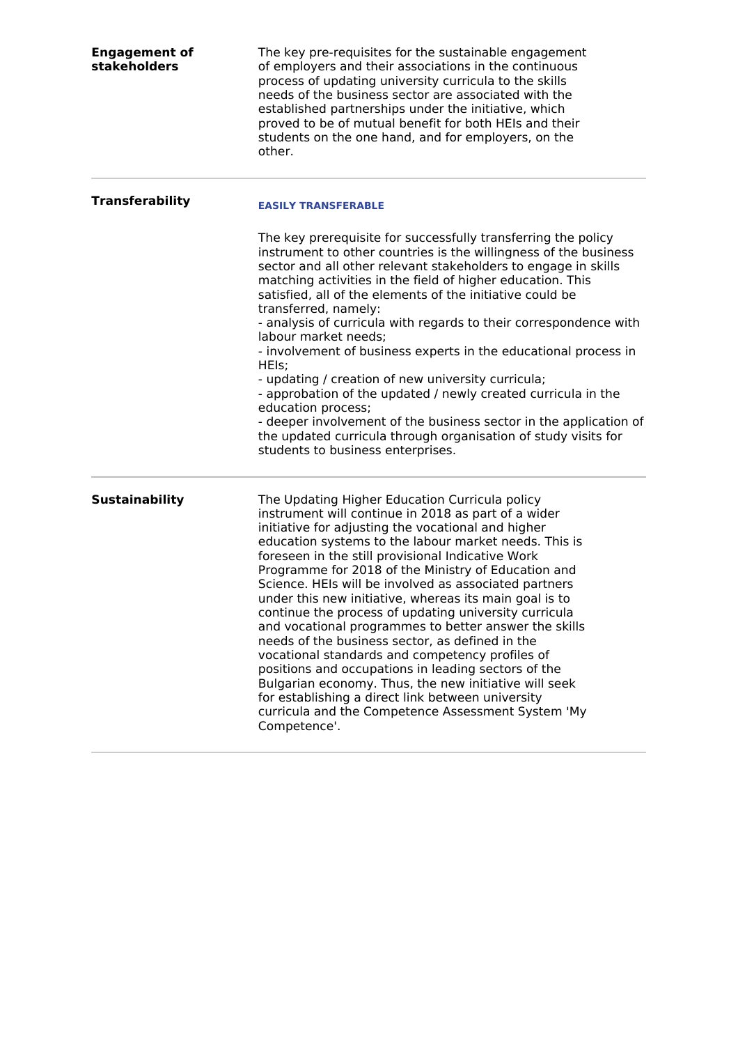| | |
|---|---|
| **Engagement of stakeholders** | The key pre-requisites for the sustainable engagement of employers and their associations in the continuous process of updating university curricula to the skills needs of the business sector are associated with the established partnerships under the initiative, which proved to be of mutual benefit for both HEIs and their students on the one hand, and for employers, on the other. |
| **Transferability** | **EASILY TRANSFERABLE**<br><br>The key prerequisite for successfully transferring the policy instrument to other countries is the willingness of the business sector and all other relevant stakeholders to engage in skills matching activities in the field of higher education. This satisfied, all of the elements of the initiative could be transferred, namely:<br>- analysis of curricula with regards to their correspondence with labour market needs;<br>- involvement of business experts in the educational process in HEIs;<br>- updating / creation of new university curricula;<br>- approbation of the updated / newly created curricula in the education process;<br>- deeper involvement of the business sector in the application of the updated curricula through organisation of study visits for students to business enterprises. |
| **Sustainability** | The Updating Higher Education Curricula policy instrument will continue in 2018 as part of a wider initiative for adjusting the vocational and higher education systems to the labour market needs. This is foreseen in the still provisional Indicative Work Programme for 2018 of the Ministry of Education and Science. HEIs will be involved as associated partners under this new initiative, whereas its main goal is to continue the process of updating university curricula and vocational programmes to better answer the skills needs of the business sector, as defined in the vocational standards and competency profiles of positions and occupations in leading sectors of the Bulgarian economy. Thus, the new initiative will seek for establishing a direct link between university curricula and the Competence Assessment System 'My Competence'. |